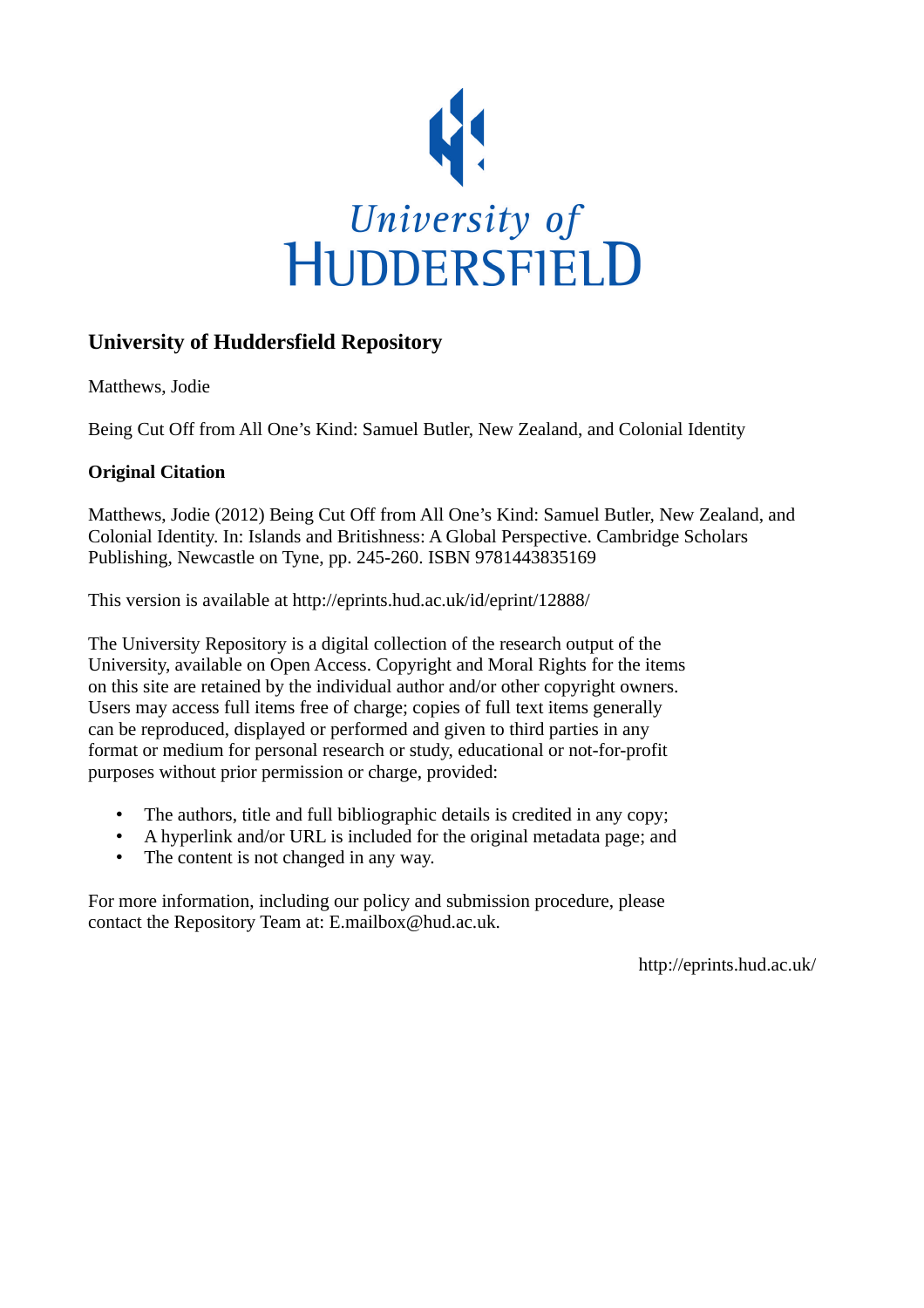University of HUDDERSFIELD

## University of Huddersfield Repository

Matthews, Jodie

Being Cut Off from All One's Kind: Samuel Butler, New Zealand, and Colonial Identity

### Original Citation

Matthews, Jodie (2012) Being Cut Off from All One's Kind: Samuel Butler, New Zealand, and Colonial Identity. In: Islands and Britishness: A Global Perspective. Cambridge Scholars Publishing, Newcastle on Tyne, pp. 245-260. ISBN 9781443835169

This version is available at http://eprints.hud.ac.uk/id/eprint/12888/

The University Repository is a digital collection of the research output of the University, available on Open Access. Copyright and Moral Rights for the items on this site are retained by the individual author and/or other copyright owners. Users may access full items free of charge; copies of full text items generally can be reproduced, displayed or performed and given to third parties in any format or medium for personal research or study, educational or not-for-profit purposes without prior permission or charge, provided:

- The authors, title and full bibliographic details is credited in any copy;
- A hyperlink and/or URL is included for the original metadata page; and
- The content is not changed in any way.

For more information, including our policy and submission procedure, please contact the Repository Team at: E.mailbox@hud.ac.uk.

http://eprints.hud.ac.uk/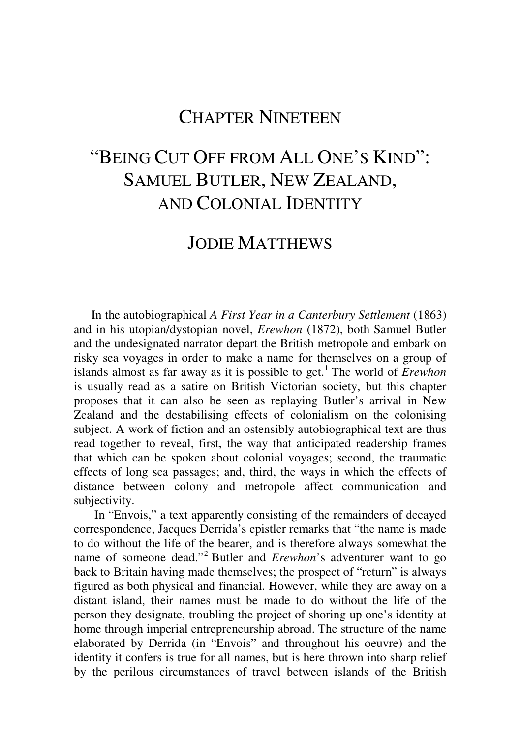# Chapter Nineteen

# "Being Cut Off from All One's Kind": Samuel Butler, New Zealand, and Colonial Identity

## Jodie Matthews

In the autobiographical *A First Year in a Canterbury Settlement* (1863) and in his utopian/dystopian novel, *Erewhon* (1872), both Samuel Butler and the undesignated narrator depart the British metropole and embark on risky sea voyages in order to make a name for themselves on a group of islands almost as far away as it is possible to get.[1] The world of *Erewhon* is usually read as a satire on British Victorian society, but this chapter proposes that it can also be seen as replaying Butler's arrival in New Zealand and the destabilising effects of colonialism on the colonising subject. A work of fiction and an ostensibly autobiographical text are thus read together to reveal, first, the way that anticipated readership frames that which can be spoken about colonial voyages; second, the traumatic effects of long sea passages; and, third, the ways in which the effects of distance between colony and metropole affect communication and subjectivity.

In "Envois," a text apparently consisting of the remainders of decayed correspondence, Jacques Derrida's epistler remarks that "the name is made to do without the life of the bearer, and is therefore always somewhat the name of someone dead."[2] Butler and *Erewhon*'s adventurer want to go back to Britain having made themselves; the prospect of "return" is always figured as both physical and financial. However, while they are away on a distant island, their names must be made to do without the life of the person they designate, troubling the project of shoring up one's identity at home through imperial entrepreneurship abroad. The structure of the name elaborated by Derrida (in "Envois" and throughout his oeuvre) and the identity it confers is true for all names, but is here thrown into sharp relief by the perilous circumstances of travel between islands of the British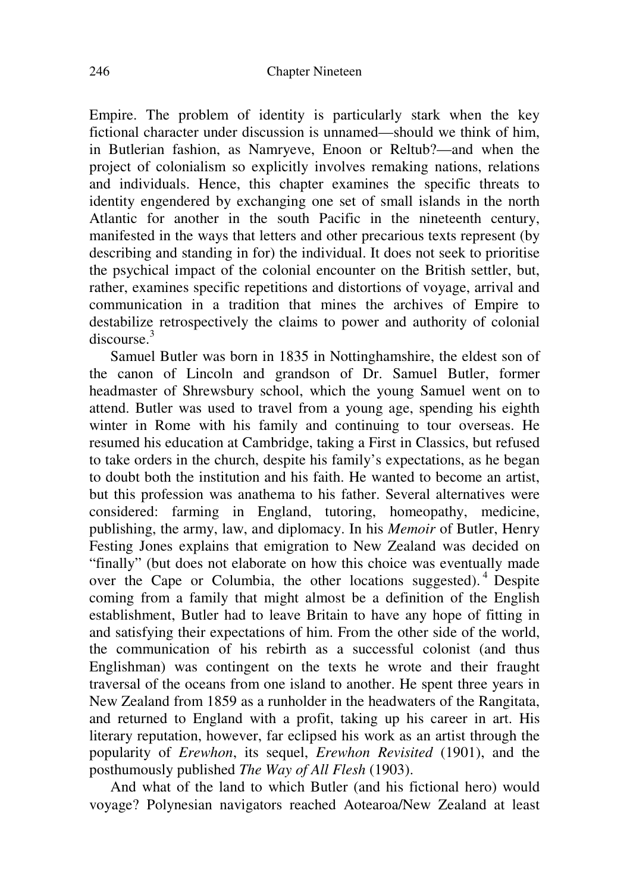Empire. The problem of identity is particularly stark when the key fictional character under discussion is unnamed—should we think of him, in Butlerian fashion, as Namryeve, Enoon or Reltub?—and when the project of colonialism so explicitly involves remaking nations, relations and individuals. Hence, this chapter examines the specific threats to identity engendered by exchanging one set of small islands in the north Atlantic for another in the south Pacific in the nineteenth century, manifested in the ways that letters and other precarious texts represent (by describing and standing in for) the individual. It does not seek to prioritise the psychical impact of the colonial encounter on the British settler, but, rather, examines specific repetitions and distortions of voyage, arrival and communication in a tradition that mines the archives of Empire to destabilize retrospectively the claims to power and authority of colonial discourse.[3]

Samuel Butler was born in 1835 in Nottinghamshire, the eldest son of the canon of Lincoln and grandson of Dr. Samuel Butler, former headmaster of Shrewsbury school, which the young Samuel went on to attend. Butler was used to travel from a young age, spending his eighth winter in Rome with his family and continuing to tour overseas. He resumed his education at Cambridge, taking a First in Classics, but refused to take orders in the church, despite his family's expectations, as he began to doubt both the institution and his faith. He wanted to become an artist, but this profession was anathema to his father. Several alternatives were considered: farming in England, tutoring, homeopathy, medicine, publishing, the army, law, and diplomacy. In his *Memoir* of Butler, Henry Festing Jones explains that emigration to New Zealand was decided on "finally" (but does not elaborate on how this choice was eventually made over the Cape or Columbia, the other locations suggested).[4] Despite coming from a family that might almost be a definition of the English establishment, Butler had to leave Britain to have any hope of fitting in and satisfying their expectations of him. From the other side of the world, the communication of his rebirth as a successful colonist (and thus Englishman) was contingent on the texts he wrote and their fraught traversal of the oceans from one island to another. He spent three years in New Zealand from 1859 as a runholder in the headwaters of the Rangitata, and returned to England with a profit, taking up his career in art. His literary reputation, however, far eclipsed his work as an artist through the popularity of *Erewhon*, its sequel, *Erewhon Revisited* (1901), and the posthumously published *The Way of All Flesh* (1903).

And what of the land to which Butler (and his fictional hero) would voyage? Polynesian navigators reached Aotearoa/New Zealand at least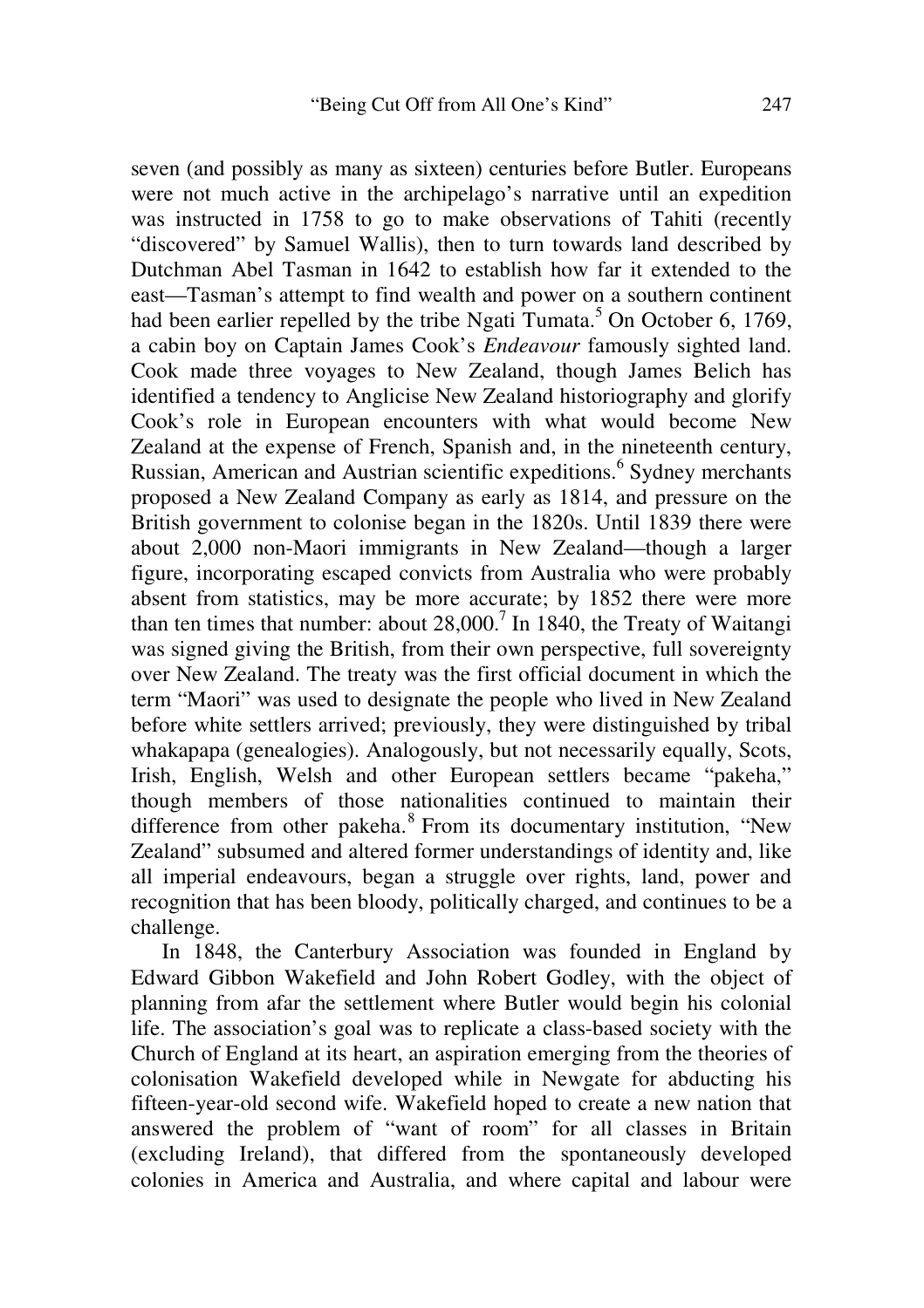seven (and possibly as many as sixteen) centuries before Butler. Europeans were not much active in the archipelago's narrative until an expedition was instructed in 1758 to go to make observations of Tahiti (recently "discovered" by Samuel Wallis), then to turn towards land described by Dutchman Abel Tasman in 1642 to establish how far it extended to the east—Tasman's attempt to find wealth and power on a southern continent had been earlier repelled by the tribe Ngati Tumata.[5] On October 6, 1769, a cabin boy on Captain James Cook's *Endeavour* famously sighted land. Cook made three voyages to New Zealand, though James Belich has identified a tendency to Anglicise New Zealand historiography and glorify Cook's role in European encounters with what would become New Zealand at the expense of French, Spanish and, in the nineteenth century, Russian, American and Austrian scientific expeditions.[6] Sydney merchants proposed a New Zealand Company as early as 1814, and pressure on the British government to colonise began in the 1820s. Until 1839 there were about 2,000 non-Maori immigrants in New Zealand—though a larger figure, incorporating escaped convicts from Australia who were probably absent from statistics, may be more accurate; by 1852 there were more than ten times that number: about 28,000.[7] In 1840, the Treaty of Waitangi was signed giving the British, from their own perspective, full sovereignty over New Zealand. The treaty was the first official document in which the term "Maori" was used to designate the people who lived in New Zealand before white settlers arrived; previously, they were distinguished by tribal whakapapa (genealogies). Analogously, but not necessarily equally, Scots, Irish, English, Welsh and other European settlers became "pakeha," though members of those nationalities continued to maintain their difference from other pakeha.[8] From its documentary institution, "New Zealand" subsumed and altered former understandings of identity and, like all imperial endeavours, began a struggle over rights, land, power and recognition that has been bloody, politically charged, and continues to be a challenge.

In 1848, the Canterbury Association was founded in England by Edward Gibbon Wakefield and John Robert Godley, with the object of planning from afar the settlement where Butler would begin his colonial life. The association's goal was to replicate a class-based society with the Church of England at its heart, an aspiration emerging from the theories of colonisation Wakefield developed while in Newgate for abducting his fifteen-year-old second wife. Wakefield hoped to create a new nation that answered the problem of "want of room" for all classes in Britain (excluding Ireland), that differed from the spontaneously developed colonies in America and Australia, and where capital and labour were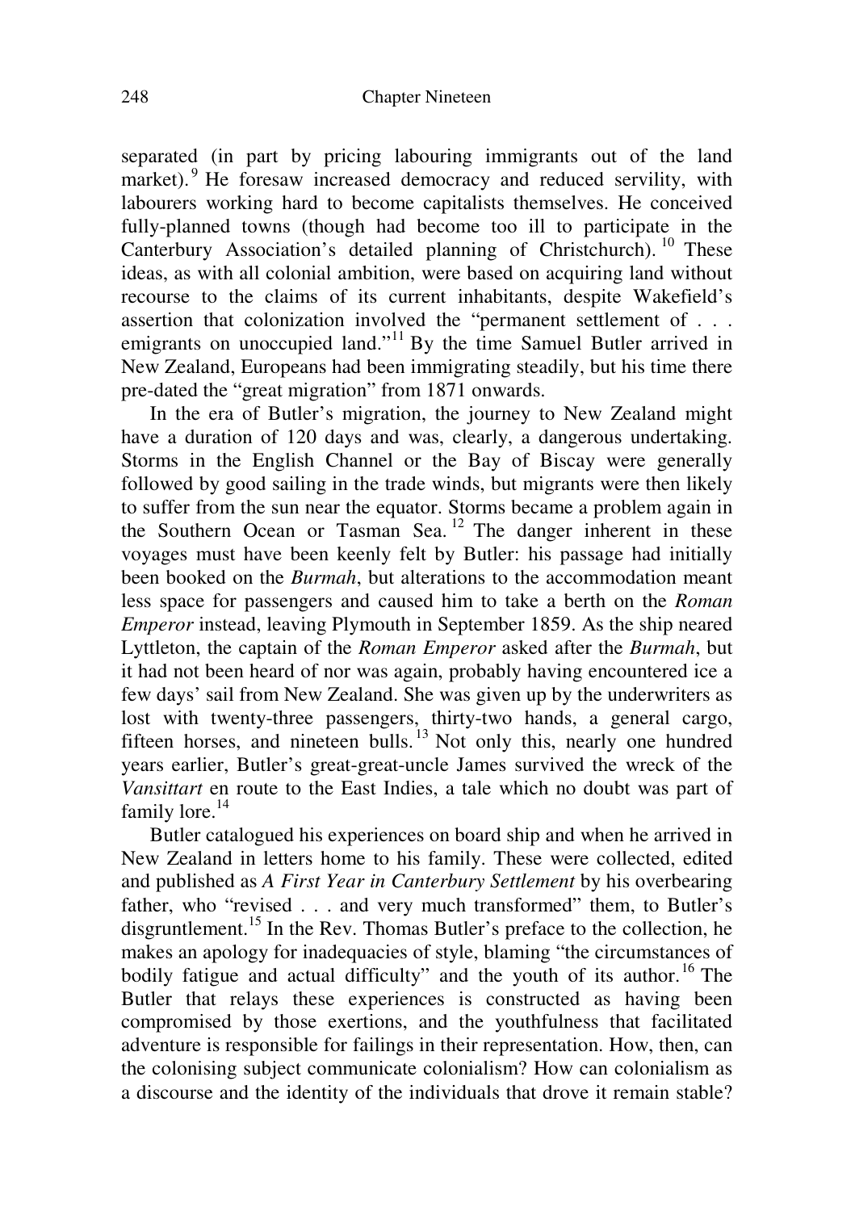separated (in part by pricing labouring immigrants out of the land market).[9] He foresaw increased democracy and reduced servility, with labourers working hard to become capitalists themselves. He conceived fully-planned towns (though had become too ill to participate in the Canterbury Association's detailed planning of Christchurch).[10] These ideas, as with all colonial ambition, were based on acquiring land without recourse to the claims of its current inhabitants, despite Wakefield's assertion that colonization involved the "permanent settlement of . . . emigrants on unoccupied land."[11] By the time Samuel Butler arrived in New Zealand, Europeans had been immigrating steadily, but his time there pre-dated the "great migration" from 1871 onwards.

In the era of Butler's migration, the journey to New Zealand might have a duration of 120 days and was, clearly, a dangerous undertaking. Storms in the English Channel or the Bay of Biscay were generally followed by good sailing in the trade winds, but migrants were then likely to suffer from the sun near the equator. Storms became a problem again in the Southern Ocean or Tasman Sea.[12] The danger inherent in these voyages must have been keenly felt by Butler: his passage had initially been booked on the *Burmah*, but alterations to the accommodation meant less space for passengers and caused him to take a berth on the *Roman Emperor* instead, leaving Plymouth in September 1859. As the ship neared Lyttleton, the captain of the *Roman Emperor* asked after the *Burmah*, but it had not been heard of nor was again, probably having encountered ice a few days' sail from New Zealand. She was given up by the underwriters as lost with twenty-three passengers, thirty-two hands, a general cargo, fifteen horses, and nineteen bulls.[13] Not only this, nearly one hundred years earlier, Butler's great-great-uncle James survived the wreck of the *Vansittart* en route to the East Indies, a tale which no doubt was part of family lore.[14]

Butler catalogued his experiences on board ship and when he arrived in New Zealand in letters home to his family. These were collected, edited and published as *A First Year in Canterbury Settlement* by his overbearing father, who "revised . . . and very much transformed" them, to Butler's disgruntlement.[15] In the Rev. Thomas Butler's preface to the collection, he makes an apology for inadequacies of style, blaming "the circumstances of bodily fatigue and actual difficulty" and the youth of its author.[16] The Butler that relays these experiences is constructed as having been compromised by those exertions, and the youthfulness that facilitated adventure is responsible for failings in their representation. How, then, can the colonising subject communicate colonialism? How can colonialism as a discourse and the identity of the individuals that drove it remain stable?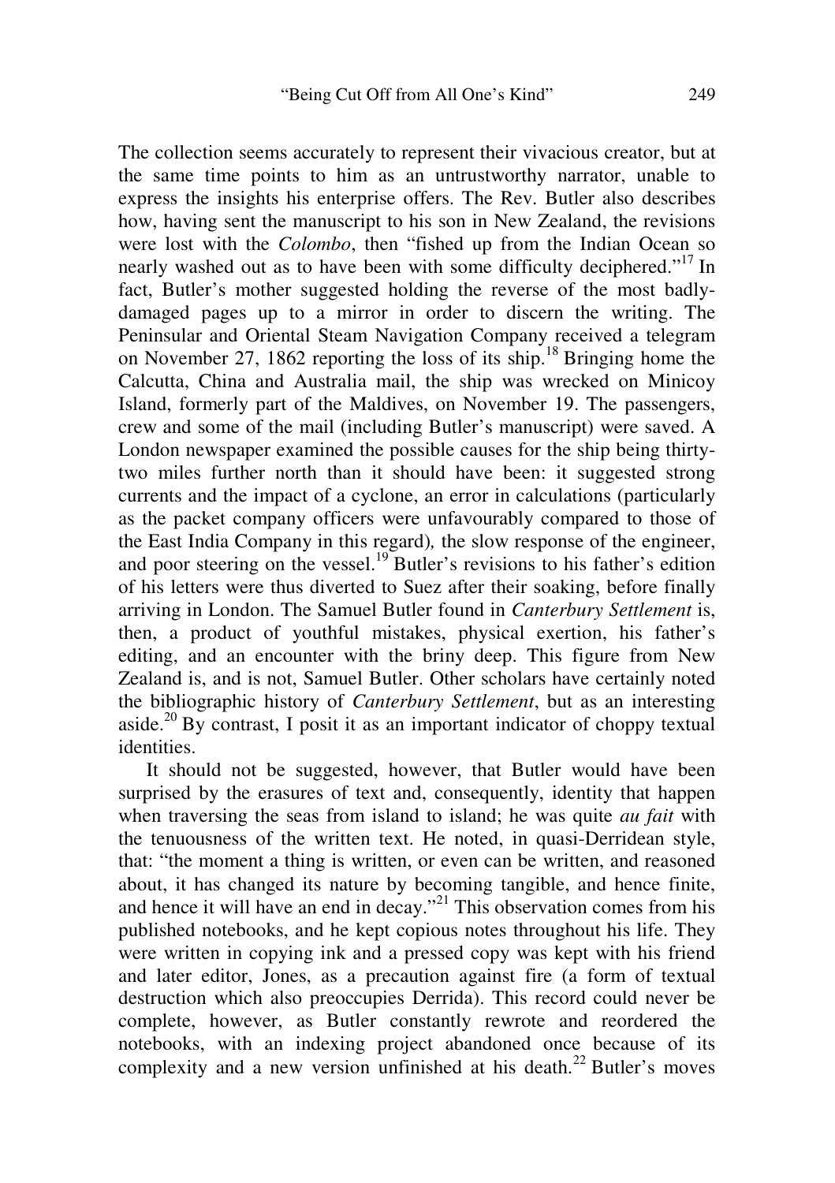The collection seems accurately to represent their vivacious creator, but at the same time points to him as an untrustworthy narrator, unable to express the insights his enterprise offers. The Rev. Butler also describes how, having sent the manuscript to his son in New Zealand, the revisions were lost with the *Colombo*, then "fished up from the Indian Ocean so nearly washed out as to have been with some difficulty deciphered."[17] In fact, Butler's mother suggested holding the reverse of the most badly-damaged pages up to a mirror in order to discern the writing. The Peninsular and Oriental Steam Navigation Company received a telegram on November 27, 1862 reporting the loss of its ship.[18] Bringing home the Calcutta, China and Australia mail, the ship was wrecked on Minicoy Island, formerly part of the Maldives, on November 19. The passengers, crew and some of the mail (including Butler's manuscript) were saved. A London newspaper examined the possible causes for the ship being thirty-two miles further north than it should have been: it suggested strong currents and the impact of a cyclone, an error in calculations (particularly as the packet company officers were unfavourably compared to those of the East India Company in this regard), the slow response of the engineer, and poor steering on the vessel.[19] Butler's revisions to his father's edition of his letters were thus diverted to Suez after their soaking, before finally arriving in London. The Samuel Butler found in *Canterbury Settlement* is, then, a product of youthful mistakes, physical exertion, his father's editing, and an encounter with the briny deep. This figure from New Zealand is, and is not, Samuel Butler. Other scholars have certainly noted the bibliographic history of *Canterbury Settlement*, but as an interesting aside.[20] By contrast, I posit it as an important indicator of choppy textual identities.

It should not be suggested, however, that Butler would have been surprised by the erasures of text and, consequently, identity that happen when traversing the seas from island to island; he was quite *au fait* with the tenuousness of the written text. He noted, in quasi-Derridean style, that: "the moment a thing is written, or even can be written, and reasoned about, it has changed its nature by becoming tangible, and hence finite, and hence it will have an end in decay."[21] This observation comes from his published notebooks, and he kept copious notes throughout his life. They were written in copying ink and a pressed copy was kept with his friend and later editor, Jones, as a precaution against fire (a form of textual destruction which also preoccupies Derrida). This record could never be complete, however, as Butler constantly rewrote and reordered the notebooks, with an indexing project abandoned once because of its complexity and a new version unfinished at his death.[22] Butler's moves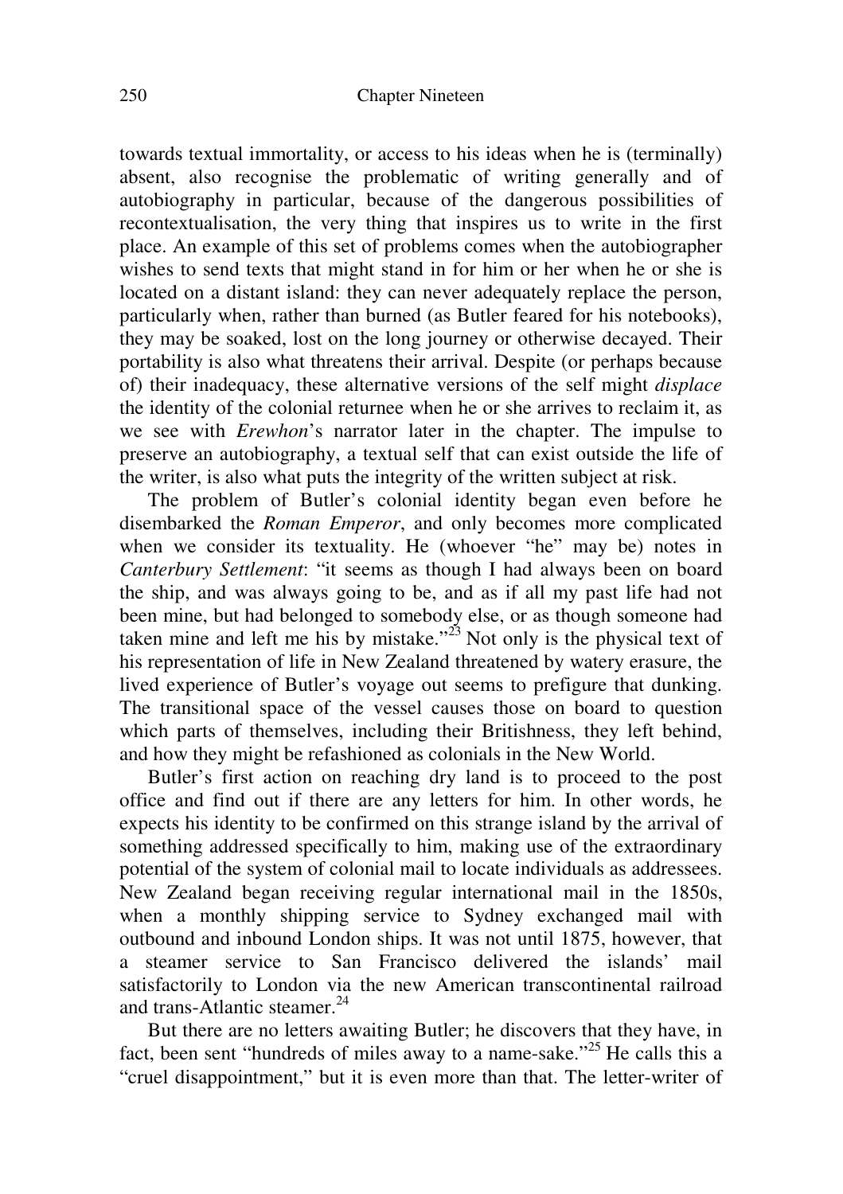towards textual immortality, or access to his ideas when he is (terminally) absent, also recognise the problematic of writing generally and of autobiography in particular, because of the dangerous possibilities of recontextualisation, the very thing that inspires us to write in the first place. An example of this set of problems comes when the autobiographer wishes to send texts that might stand in for him or her when he or she is located on a distant island: they can never adequately replace the person, particularly when, rather than burned (as Butler feared for his notebooks), they may be soaked, lost on the long journey or otherwise decayed. Their portability is also what threatens their arrival. Despite (or perhaps because of) their inadequacy, these alternative versions of the self might *displace* the identity of the colonial returnee when he or she arrives to reclaim it, as we see with *Erewhon*'s narrator later in the chapter. The impulse to preserve an autobiography, a textual self that can exist outside the life of the writer, is also what puts the integrity of the written subject at risk.

The problem of Butler's colonial identity began even before he disembarked the *Roman Emperor*, and only becomes more complicated when we consider its textuality. He (whoever "he" may be) notes in *Canterbury Settlement*: "it seems as though I had always been on board the ship, and was always going to be, and as if all my past life had not been mine, but had belonged to somebody else, or as though someone had taken mine and left me his by mistake."[23] Not only is the physical text of his representation of life in New Zealand threatened by watery erasure, the lived experience of Butler's voyage out seems to prefigure that dunking. The transitional space of the vessel causes those on board to question which parts of themselves, including their Britishness, they left behind, and how they might be refashioned as colonials in the New World.

Butler's first action on reaching dry land is to proceed to the post office and find out if there are any letters for him. In other words, he expects his identity to be confirmed on this strange island by the arrival of something addressed specifically to him, making use of the extraordinary potential of the system of colonial mail to locate individuals as addressees. New Zealand began receiving regular international mail in the 1850s, when a monthly shipping service to Sydney exchanged mail with outbound and inbound London ships. It was not until 1875, however, that a steamer service to San Francisco delivered the islands' mail satisfactorily to London via the new American transcontinental railroad and trans-Atlantic steamer.[24]

But there are no letters awaiting Butler; he discovers that they have, in fact, been sent "hundreds of miles away to a name-sake."[25] He calls this a "cruel disappointment," but it is even more than that. The letter-writer of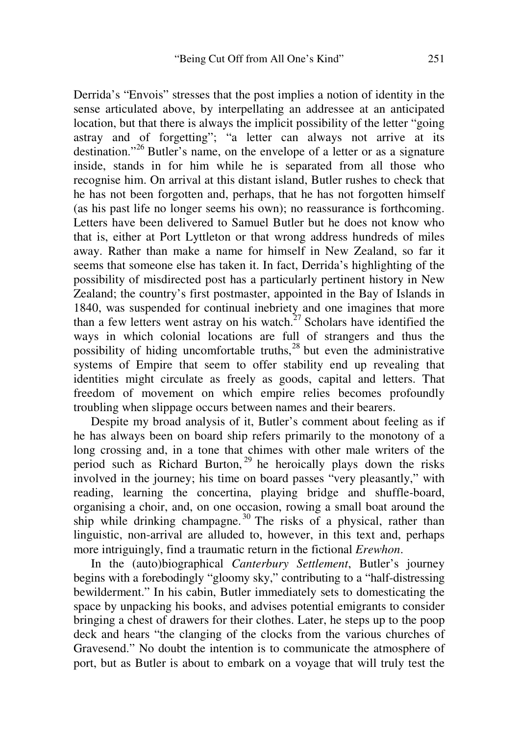Derrida's "Envois" stresses that the post implies a notion of identity in the sense articulated above, by interpellating an addressee at an anticipated location, but that there is always the implicit possibility of the letter "going astray and of forgetting"; "a letter can always not arrive at its destination."[26] Butler's name, on the envelope of a letter or as a signature inside, stands in for him while he is separated from all those who recognise him. On arrival at this distant island, Butler rushes to check that he has not been forgotten and, perhaps, that he has not forgotten himself (as his past life no longer seems his own); no reassurance is forthcoming. Letters have been delivered to Samuel Butler but he does not know who that is, either at Port Lyttleton or that wrong address hundreds of miles away. Rather than make a name for himself in New Zealand, so far it seems that someone else has taken it. In fact, Derrida's highlighting of the possibility of misdirected post has a particularly pertinent history in New Zealand; the country's first postmaster, appointed in the Bay of Islands in 1840, was suspended for continual inebriety and one imagines that more than a few letters went astray on his watch.[27] Scholars have identified the ways in which colonial locations are full of strangers and thus the possibility of hiding uncomfortable truths,[28] but even the administrative systems of Empire that seem to offer stability end up revealing that identities might circulate as freely as goods, capital and letters. That freedom of movement on which empire relies becomes profoundly troubling when slippage occurs between names and their bearers.

Despite my broad analysis of it, Butler's comment about feeling as if he has always been on board ship refers primarily to the monotony of a long crossing and, in a tone that chimes with other male writers of the period such as Richard Burton,[29] he heroically plays down the risks involved in the journey; his time on board passes "very pleasantly," with reading, learning the concertina, playing bridge and shuffle-board, organising a choir, and, on one occasion, rowing a small boat around the ship while drinking champagne.[30] The risks of a physical, rather than linguistic, non-arrival are alluded to, however, in this text and, perhaps more intriguingly, find a traumatic return in the fictional *Erewhon*.

In the (auto)biographical *Canterbury Settlement*, Butler's journey begins with a forebodingly "gloomy sky," contributing to a "half-distressing bewilderment." In his cabin, Butler immediately sets to domesticating the space by unpacking his books, and advises potential emigrants to consider bringing a chest of drawers for their clothes. Later, he steps up to the poop deck and hears "the clanging of the clocks from the various churches of Gravesend." No doubt the intention is to communicate the atmosphere of port, but as Butler is about to embark on a voyage that will truly test the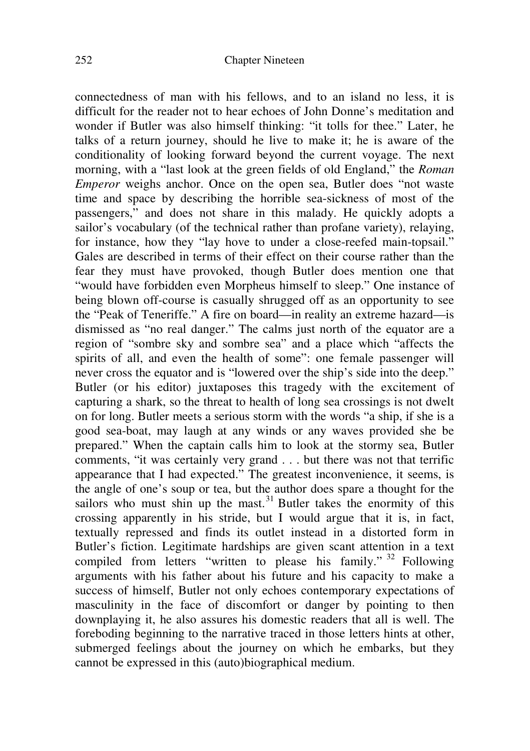connectedness of man with his fellows, and to an island no less, it is difficult for the reader not to hear echoes of John Donne's meditation and wonder if Butler was also himself thinking: "it tolls for thee." Later, he talks of a return journey, should he live to make it; he is aware of the conditionality of looking forward beyond the current voyage. The next morning, with a "last look at the green fields of old England," the *Roman Emperor* weighs anchor. Once on the open sea, Butler does "not waste time and space by describing the horrible sea-sickness of most of the passengers," and does not share in this malady. He quickly adopts a sailor's vocabulary (of the technical rather than profane variety), relaying, for instance, how they "lay hove to under a close-reefed main-topsail." Gales are described in terms of their effect on their course rather than the fear they must have provoked, though Butler does mention one that "would have forbidden even Morpheus himself to sleep." One instance of being blown off-course is casually shrugged off as an opportunity to see the "Peak of Teneriffe." A fire on board—in reality an extreme hazard—is dismissed as "no real danger." The calms just north of the equator are a region of "sombre sky and sombre sea" and a place which "affects the spirits of all, and even the health of some": one female passenger will never cross the equator and is "lowered over the ship's side into the deep." Butler (or his editor) juxtaposes this tragedy with the excitement of capturing a shark, so the threat to health of long sea crossings is not dwelt on for long. Butler meets a serious storm with the words "a ship, if she is a good sea-boat, may laugh at any winds or any waves provided she be prepared." When the captain calls him to look at the stormy sea, Butler comments, "it was certainly very grand . . . but there was not that terrific appearance that I had expected." The greatest inconvenience, it seems, is the angle of one's soup or tea, but the author does spare a thought for the sailors who must shin up the mast.[31] Butler takes the enormity of this crossing apparently in his stride, but I would argue that it is, in fact, textually repressed and finds its outlet instead in a distorted form in Butler's fiction. Legitimate hardships are given scant attention in a text compiled from letters "written to please his family."[32] Following arguments with his father about his future and his capacity to make a success of himself, Butler not only echoes contemporary expectations of masculinity in the face of discomfort or danger by pointing to then downplaying it, he also assures his domestic readers that all is well. The foreboding beginning to the narrative traced in those letters hints at other, submerged feelings about the journey on which he embarks, but they cannot be expressed in this (auto)biographical medium.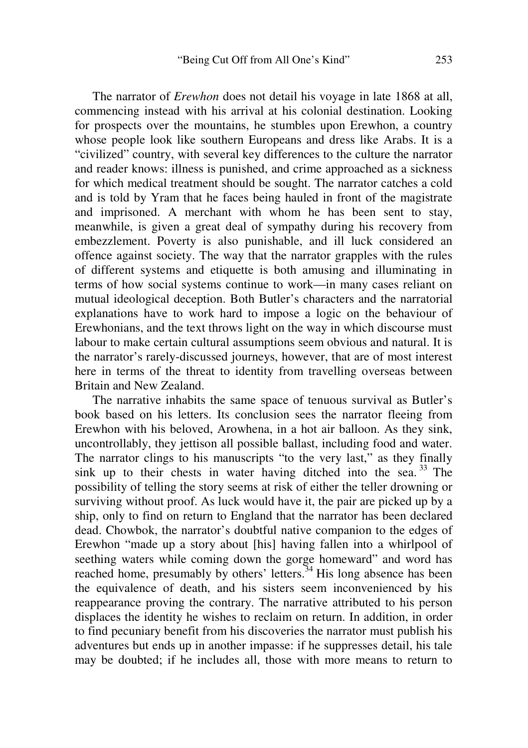The narrator of *Erewhon* does not detail his voyage in late 1868 at all, commencing instead with his arrival at his colonial destination. Looking for prospects over the mountains, he stumbles upon Erewhon, a country whose people look like southern Europeans and dress like Arabs. It is a "civilized" country, with several key differences to the culture the narrator and reader knows: illness is punished, and crime approached as a sickness for which medical treatment should be sought. The narrator catches a cold and is told by Yram that he faces being hauled in front of the magistrate and imprisoned. A merchant with whom he has been sent to stay, meanwhile, is given a great deal of sympathy during his recovery from embezzlement. Poverty is also punishable, and ill luck considered an offence against society. The way that the narrator grapples with the rules of different systems and etiquette is both amusing and illuminating in terms of how social systems continue to work—in many cases reliant on mutual ideological deception. Both Butler's characters and the narratorial explanations have to work hard to impose a logic on the behaviour of Erewhonians, and the text throws light on the way in which discourse must labour to make certain cultural assumptions seem obvious and natural. It is the narrator's rarely-discussed journeys, however, that are of most interest here in terms of the threat to identity from travelling overseas between Britain and New Zealand.

The narrative inhabits the same space of tenuous survival as Butler's book based on his letters. Its conclusion sees the narrator fleeing from Erewhon with his beloved, Arowhena, in a hot air balloon. As they sink, uncontrollably, they jettison all possible ballast, including food and water. The narrator clings to his manuscripts "to the very last," as they finally sink up to their chests in water having ditched into the sea.[33] The possibility of telling the story seems at risk of either the teller drowning or surviving without proof. As luck would have it, the pair are picked up by a ship, only to find on return to England that the narrator has been declared dead. Chowbok, the narrator's doubtful native companion to the edges of Erewhon "made up a story about [his] having fallen into a whirlpool of seething waters while coming down the gorge homeward" and word has reached home, presumably by others' letters.[34] His long absence has been the equivalence of death, and his sisters seem inconvenienced by his reappearance proving the contrary. The narrative attributed to his person displaces the identity he wishes to reclaim on return. In addition, in order to find pecuniary benefit from his discoveries the narrator must publish his adventures but ends up in another impasse: if he suppresses detail, his tale may be doubted; if he includes all, those with more means to return to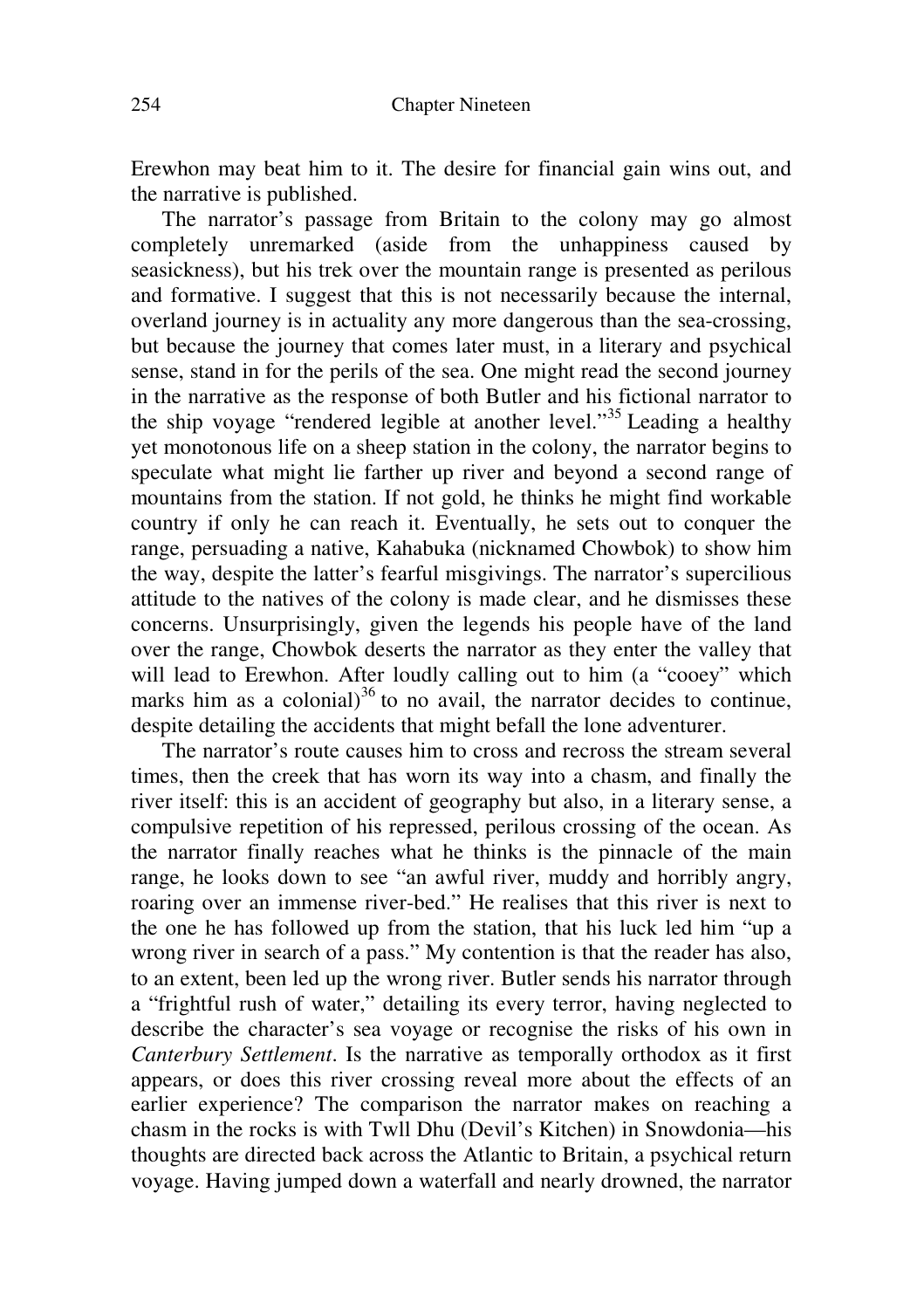Erewhon may beat him to it. The desire for financial gain wins out, and the narrative is published.

The narrator's passage from Britain to the colony may go almost completely unremarked (aside from the unhappiness caused by seasickness), but his trek over the mountain range is presented as perilous and formative. I suggest that this is not necessarily because the internal, overland journey is in actuality any more dangerous than the sea-crossing, but because the journey that comes later must, in a literary and psychical sense, stand in for the perils of the sea. One might read the second journey in the narrative as the response of both Butler and his fictional narrator to the ship voyage "rendered legible at another level."[35] Leading a healthy yet monotonous life on a sheep station in the colony, the narrator begins to speculate what might lie farther up river and beyond a second range of mountains from the station. If not gold, he thinks he might find workable country if only he can reach it. Eventually, he sets out to conquer the range, persuading a native, Kahabuka (nicknamed Chowbok) to show him the way, despite the latter's fearful misgivings. The narrator's supercilious attitude to the natives of the colony is made clear, and he dismisses these concerns. Unsurprisingly, given the legends his people have of the land over the range, Chowbok deserts the narrator as they enter the valley that will lead to Erewhon. After loudly calling out to him (a "cooey" which marks him as a colonial)[36] to no avail, the narrator decides to continue, despite detailing the accidents that might befall the lone adventurer.

The narrator's route causes him to cross and recross the stream several times, then the creek that has worn its way into a chasm, and finally the river itself: this is an accident of geography but also, in a literary sense, a compulsive repetition of his repressed, perilous crossing of the ocean. As the narrator finally reaches what he thinks is the pinnacle of the main range, he looks down to see "an awful river, muddy and horribly angry, roaring over an immense river-bed." He realises that this river is next to the one he has followed up from the station, that his luck led him "up a wrong river in search of a pass." My contention is that the reader has also, to an extent, been led up the wrong river. Butler sends his narrator through a "frightful rush of water," detailing its every terror, having neglected to describe the character's sea voyage or recognise the risks of his own in *Canterbury Settlement*. Is the narrative as temporally orthodox as it first appears, or does this river crossing reveal more about the effects of an earlier experience? The comparison the narrator makes on reaching a chasm in the rocks is with Twll Dhu (Devil's Kitchen) in Snowdonia—his thoughts are directed back across the Atlantic to Britain, a psychical return voyage. Having jumped down a waterfall and nearly drowned, the narrator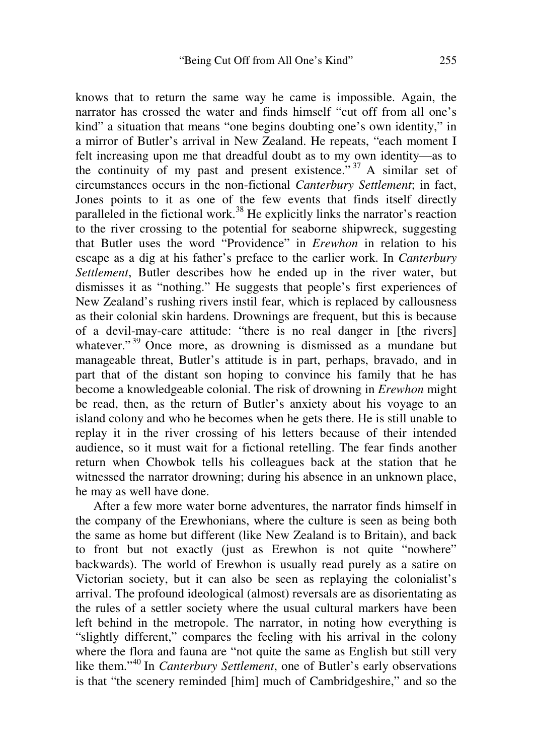knows that to return the same way he came is impossible. Again, the narrator has crossed the water and finds himself "cut off from all one's kind" a situation that means "one begins doubting one's own identity," in a mirror of Butler's arrival in New Zealand. He repeats, "each moment I felt increasing upon me that dreadful doubt as to my own identity—as to the continuity of my past and present existence."[37] A similar set of circumstances occurs in the non-fictional *Canterbury Settlement*; in fact, Jones points to it as one of the few events that finds itself directly paralleled in the fictional work.[38] He explicitly links the narrator's reaction to the river crossing to the potential for seaborne shipwreck, suggesting that Butler uses the word "Providence" in *Erewhon* in relation to his escape as a dig at his father's preface to the earlier work. In *Canterbury Settlement*, Butler describes how he ended up in the river water, but dismisses it as "nothing." He suggests that people's first experiences of New Zealand's rushing rivers instil fear, which is replaced by callousness as their colonial skin hardens. Drownings are frequent, but this is because of a devil-may-care attitude: "there is no real danger in [the rivers] whatever."[39] Once more, as drowning is dismissed as a mundane but manageable threat, Butler's attitude is in part, perhaps, bravado, and in part that of the distant son hoping to convince his family that he has become a knowledgeable colonial. The risk of drowning in *Erewhon* might be read, then, as the return of Butler's anxiety about his voyage to an island colony and who he becomes when he gets there. He is still unable to replay it in the river crossing of his letters because of their intended audience, so it must wait for a fictional retelling. The fear finds another return when Chowbok tells his colleagues back at the station that he witnessed the narrator drowning; during his absence in an unknown place, he may as well have done.

After a few more water borne adventures, the narrator finds himself in the company of the Erewhonians, where the culture is seen as being both the same as home but different (like New Zealand is to Britain), and back to front but not exactly (just as Erewhon is not quite "nowhere" backwards). The world of Erewhon is usually read purely as a satire on Victorian society, but it can also be seen as replaying the colonialist's arrival. The profound ideological (almost) reversals are as disorientating as the rules of a settler society where the usual cultural markers have been left behind in the metropole. The narrator, in noting how everything is "slightly different," compares the feeling with his arrival in the colony where the flora and fauna are "not quite the same as English but still very like them."[40] In *Canterbury Settlement*, one of Butler's early observations is that "the scenery reminded [him] much of Cambridgeshire," and so the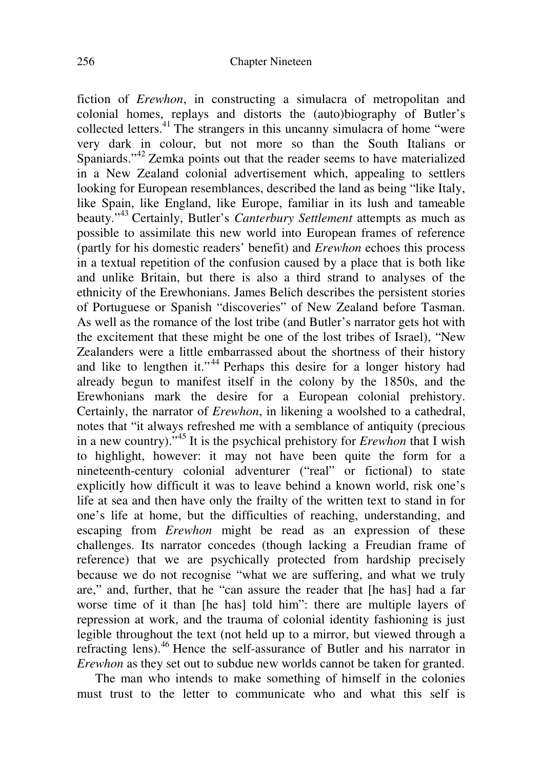fiction of *Erewhon*, in constructing a simulacra of metropolitan and colonial homes, replays and distorts the (auto)biography of Butler's collected letters.[41] The strangers in this uncanny simulacra of home "were very dark in colour, but not more so than the South Italians or Spaniards."[42] Zemka points out that the reader seems to have materialized in a New Zealand colonial advertisement which, appealing to settlers looking for European resemblances, described the land as being "like Italy, like Spain, like England, like Europe, familiar in its lush and tameable beauty."[43] Certainly, Butler's *Canterbury Settlement* attempts as much as possible to assimilate this new world into European frames of reference (partly for his domestic readers' benefit) and *Erewhon* echoes this process in a textual repetition of the confusion caused by a place that is both like and unlike Britain, but there is also a third strand to analyses of the ethnicity of the Erewhonians. James Belich describes the persistent stories of Portuguese or Spanish "discoveries" of New Zealand before Tasman. As well as the romance of the lost tribe (and Butler's narrator gets hot with the excitement that these might be one of the lost tribes of Israel), "New Zealanders were a little embarrassed about the shortness of their history and like to lengthen it."[44] Perhaps this desire for a longer history had already begun to manifest itself in the colony by the 1850s, and the Erewhonians mark the desire for a European colonial prehistory. Certainly, the narrator of *Erewhon*, in likening a woolshed to a cathedral, notes that "it always refreshed me with a semblance of antiquity (precious in a new country)."[45] It is the psychical prehistory for *Erewhon* that I wish to highlight, however: it may not have been quite the form for a nineteenth-century colonial adventurer ("real" or fictional) to state explicitly how difficult it was to leave behind a known world, risk one's life at sea and then have only the frailty of the written text to stand in for one's life at home, but the difficulties of reaching, understanding, and escaping from *Erewhon* might be read as an expression of these challenges. Its narrator concedes (though lacking a Freudian frame of reference) that we are psychically protected from hardship precisely because we do not recognise "what we are suffering, and what we truly are," and, further, that he "can assure the reader that [he has] had a far worse time of it than [he has] told him": there are multiple layers of repression at work, and the trauma of colonial identity fashioning is just legible throughout the text (not held up to a mirror, but viewed through a refracting lens).[46] Hence the self-assurance of Butler and his narrator in *Erewhon* as they set out to subdue new worlds cannot be taken for granted.

The man who intends to make something of himself in the colonies must trust to the letter to communicate who and what this self is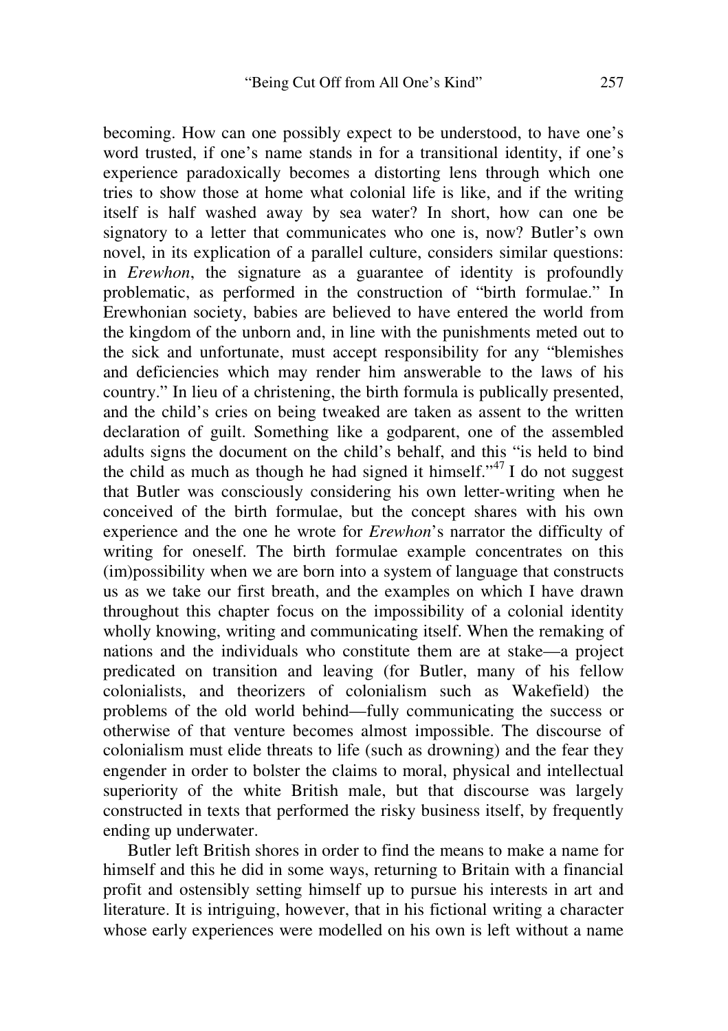becoming. How can one possibly expect to be understood, to have one's word trusted, if one's name stands in for a transitional identity, if one's experience paradoxically becomes a distorting lens through which one tries to show those at home what colonial life is like, and if the writing itself is half washed away by sea water? In short, how can one be signatory to a letter that communicates who one is, now? Butler's own novel, in its explication of a parallel culture, considers similar questions: in *Erewhon*, the signature as a guarantee of identity is profoundly problematic, as performed in the construction of "birth formulae." In Erewhonian society, babies are believed to have entered the world from the kingdom of the unborn and, in line with the punishments meted out to the sick and unfortunate, must accept responsibility for any "blemishes and deficiencies which may render him answerable to the laws of his country." In lieu of a christening, the birth formula is publically presented, and the child's cries on being tweaked are taken as assent to the written declaration of guilt. Something like a godparent, one of the assembled adults signs the document on the child's behalf, and this "is held to bind the child as much as though he had signed it himself."[47] I do not suggest that Butler was consciously considering his own letter-writing when he conceived of the birth formulae, but the concept shares with his own experience and the one he wrote for *Erewhon*'s narrator the difficulty of writing for oneself. The birth formulae example concentrates on this (im)possibility when we are born into a system of language that constructs us as we take our first breath, and the examples on which I have drawn throughout this chapter focus on the impossibility of a colonial identity wholly knowing, writing and communicating itself. When the remaking of nations and the individuals who constitute them are at stake—a project predicated on transition and leaving (for Butler, many of his fellow colonialists, and theorizers of colonialism such as Wakefield) the problems of the old world behind—fully communicating the success or otherwise of that venture becomes almost impossible. The discourse of colonialism must elide threats to life (such as drowning) and the fear they engender in order to bolster the claims to moral, physical and intellectual superiority of the white British male, but that discourse was largely constructed in texts that performed the risky business itself, by frequently ending up underwater.

Butler left British shores in order to find the means to make a name for himself and this he did in some ways, returning to Britain with a financial profit and ostensibly setting himself up to pursue his interests in art and literature. It is intriguing, however, that in his fictional writing a character whose early experiences were modelled on his own is left without a name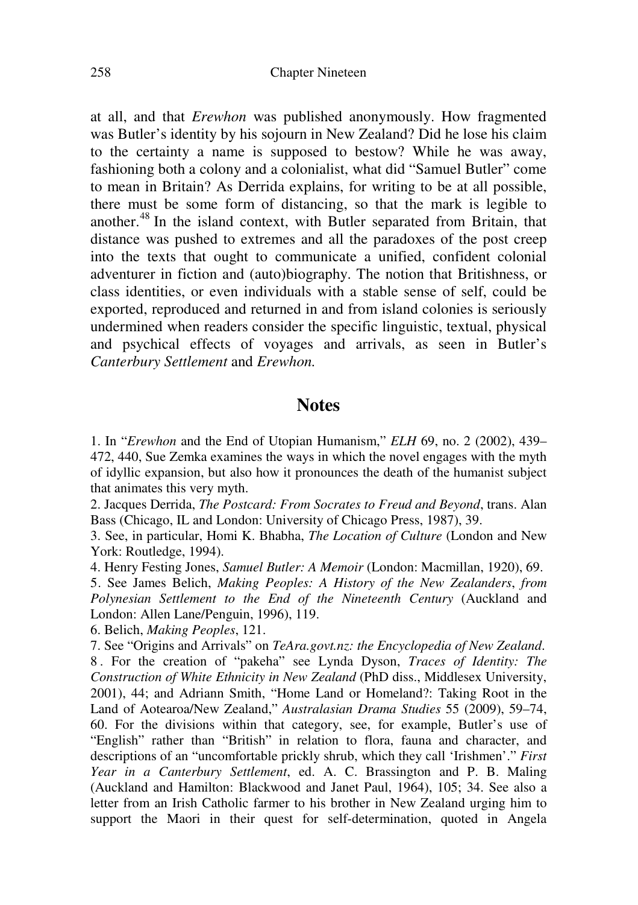at all, and that *Erewhon* was published anonymously. How fragmented was Butler's identity by his sojourn in New Zealand? Did he lose his claim to the certainty a name is supposed to bestow? While he was away, fashioning both a colony and a colonialist, what did "Samuel Butler" come to mean in Britain? As Derrida explains, for writing to be at all possible, there must be some form of distancing, so that the mark is legible to another.[48] In the island context, with Butler separated from Britain, that distance was pushed to extremes and all the paradoxes of the post creep into the texts that ought to communicate a unified, confident colonial adventurer in fiction and (auto)biography. The notion that Britishness, or class identities, or even individuals with a stable sense of self, could be exported, reproduced and returned in and from island colonies is seriously undermined when readers consider the specific linguistic, textual, physical and psychical effects of voyages and arrivals, as seen in Butler's *Canterbury Settlement* and *Erewhon.*

## Notes

1. In "*Erewhon* and the End of Utopian Humanism," *ELH* 69, no. 2 (2002), 439–472, 440, Sue Zemka examines the ways in which the novel engages with the myth of idyllic expansion, but also how it pronounces the death of the humanist subject that animates this very myth.

2. Jacques Derrida, *The Postcard: From Socrates to Freud and Beyond*, trans. Alan Bass (Chicago, IL and London: University of Chicago Press, 1987), 39.

3. See, in particular, Homi K. Bhabha, *The Location of Culture* (London and New York: Routledge, 1994).

4. Henry Festing Jones, *Samuel Butler: A Memoir* (London: Macmillan, 1920), 69.

5. See James Belich, *Making Peoples: A History of the New Zealanders*, *from Polynesian Settlement to the End of the Nineteenth Century* (Auckland and London: Allen Lane/Penguin, 1996), 119.

6. Belich, *Making Peoples*, 121.

7. See "Origins and Arrivals" on *TeAra.govt.nz: the Encyclopedia of New Zealand*.

8. For the creation of "pakeha" see Lynda Dyson, *Traces of Identity: The Construction of White Ethnicity in New Zealand* (PhD diss., Middlesex University, 2001), 44; and Adriann Smith, "Home Land or Homeland?: Taking Root in the Land of Aotearoa/New Zealand," *Australasian Drama Studies* 55 (2009), 59–74, 60. For the divisions within that category, see, for example, Butler's use of "English" rather than "British" in relation to flora, fauna and character, and descriptions of an "uncomfortable prickly shrub, which they call 'Irishmen'." *First Year in a Canterbury Settlement*, ed. A. C. Brassington and P. B. Maling (Auckland and Hamilton: Blackwood and Janet Paul, 1964), 105; 34. See also a letter from an Irish Catholic farmer to his brother in New Zealand urging him to support the Maori in their quest for self-determination, quoted in Angela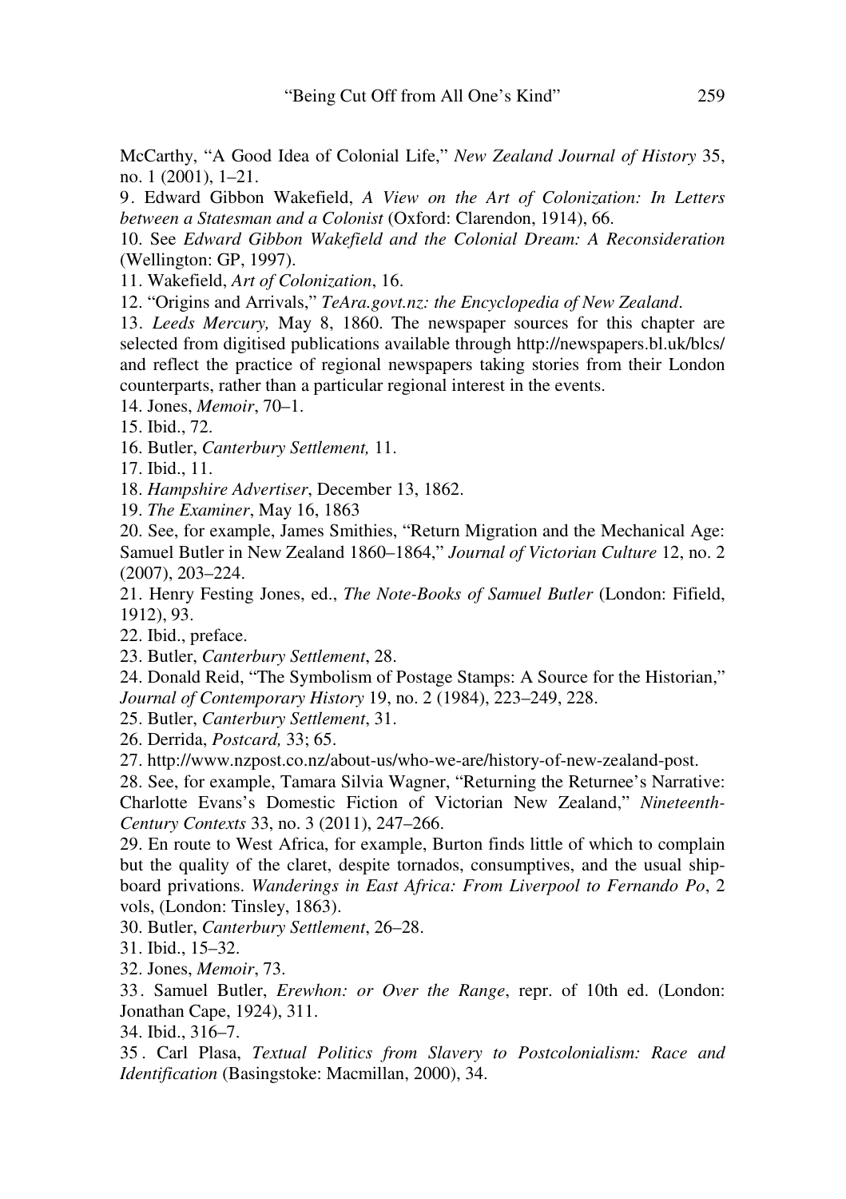McCarthy, "A Good Idea of Colonial Life," *New Zealand Journal of History* 35, no. 1 (2001), 1–21.

9. Edward Gibbon Wakefield, *A View on the Art of Colonization: In Letters between a Statesman and a Colonist* (Oxford: Clarendon, 1914), 66.

10. See *Edward Gibbon Wakefield and the Colonial Dream: A Reconsideration* (Wellington: GP, 1997).

11. Wakefield, *Art of Colonization*, 16.

12. "Origins and Arrivals," *TeAra.govt.nz: the Encyclopedia of New Zealand*.

13. *Leeds Mercury,* May 8, 1860. The newspaper sources for this chapter are selected from digitised publications available through http://newspapers.bl.uk/blcs/ and reflect the practice of regional newspapers taking stories from their London counterparts, rather than a particular regional interest in the events.

14. Jones, *Memoir*, 70–1.

15. Ibid., 72.

16. Butler, *Canterbury Settlement,* 11.

17. Ibid., 11.

18. *Hampshire Advertiser*, December 13, 1862.

19. *The Examiner*, May 16, 1863

20. See, for example, James Smithies, "Return Migration and the Mechanical Age: Samuel Butler in New Zealand 1860–1864," *Journal of Victorian Culture* 12, no. 2 (2007), 203–224.

21. Henry Festing Jones, ed., *The Note-Books of Samuel Butler* (London: Fifield, 1912), 93.

22. Ibid., preface.

23. Butler, *Canterbury Settlement*, 28.

24. Donald Reid, "The Symbolism of Postage Stamps: A Source for the Historian," *Journal of Contemporary History* 19, no. 2 (1984), 223–249, 228.

25. Butler, *Canterbury Settlement*, 31.

26. Derrida, *Postcard,* 33; 65.

27. http://www.nzpost.co.nz/about-us/who-we-are/history-of-new-zealand-post.

28. See, for example, Tamara Silvia Wagner, "Returning the Returnee's Narrative: Charlotte Evans's Domestic Fiction of Victorian New Zealand," *Nineteenth-Century Contexts* 33, no. 3 (2011), 247–266.

29. En route to West Africa, for example, Burton finds little of which to complain but the quality of the claret, despite tornados, consumptives, and the usual ship-board privations. *Wanderings in East Africa: From Liverpool to Fernando Po*, 2 vols, (London: Tinsley, 1863).

30. Butler, *Canterbury Settlement*, 26–28.

31. Ibid., 15–32.

32. Jones, *Memoir*, 73.

33. Samuel Butler, *Erewhon: or Over the Range*, repr. of 10th ed. (London: Jonathan Cape, 1924), 311.

34. Ibid., 316–7.

35. Carl Plasa, *Textual Politics from Slavery to Postcolonialism: Race and Identification* (Basingstoke: Macmillan, 2000), 34.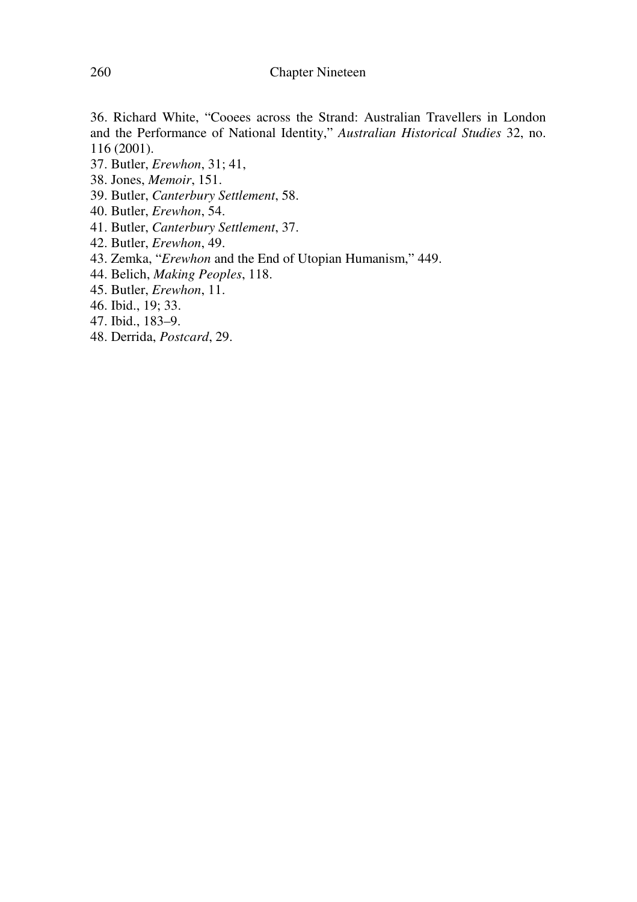36. Richard White, "Cooees across the Strand: Australian Travellers in London and the Performance of National Identity," *Australian Historical Studies* 32, no. 116 (2001).
37. Butler, *Erewhon*, 31; 41,
38. Jones, *Memoir*, 151.
39. Butler, *Canterbury Settlement*, 58.
40. Butler, *Erewhon*, 54.
41. Butler, *Canterbury Settlement*, 37.
42. Butler, *Erewhon*, 49.
43. Zemka, "*Erewhon* and the End of Utopian Humanism," 449.
44. Belich, *Making Peoples*, 118.
45. Butler, *Erewhon*, 11.
46. Ibid., 19; 33.
47. Ibid., 183–9.
48. Derrida, *Postcard*, 29.